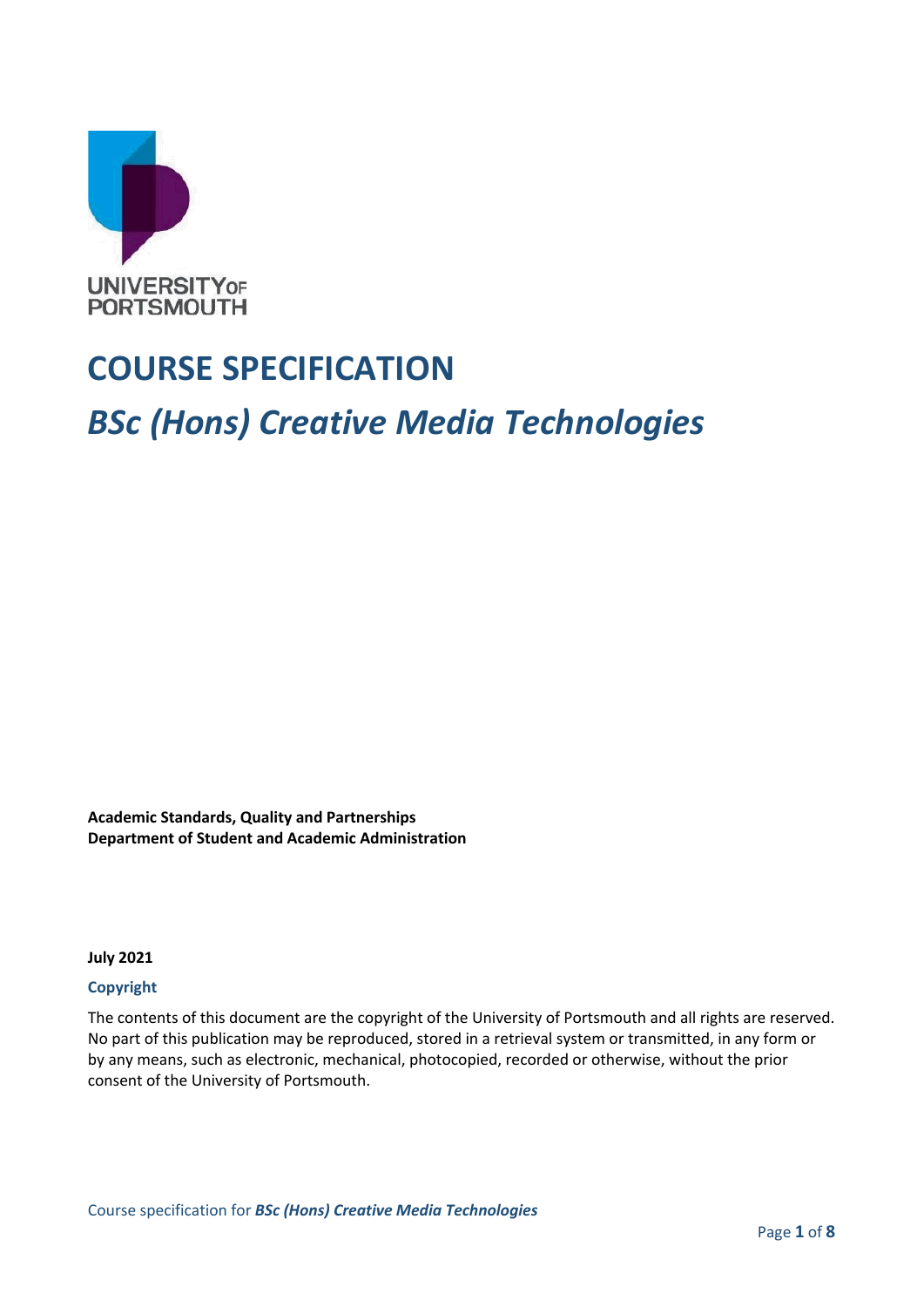UNIVERSITY OF PORTSMOUTH

# COURSE SPECIFICATION

## *BSc (Hons) Creative Media Technologies*

**Academic Standards, Quality and Partnerships**
**Department of Student and Academic Administration**

**July 2021**

### Copyright

The contents of this document are the copyright of the University of Portsmouth and all rights are reserved. No part of this publication may be reproduced, stored in a retrieval system or transmitted, in any form or by any means, such as electronic, mechanical, photocopied, recorded or otherwise, without the prior consent of the University of Portsmouth.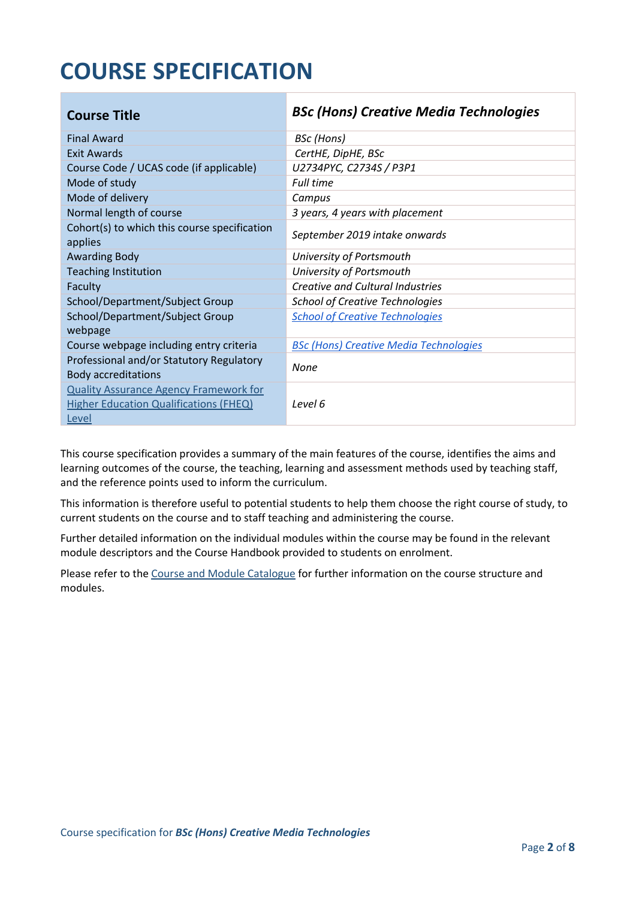# COURSE SPECIFICATION

| Course Title | *BSc (Hons) Creative Media Technologies* |
|---|---|
| Final Award | *BSc (Hons)* |
| Exit Awards | *CertHE, DipHE, BSc* |
| Course Code / UCAS code (if applicable) | *U2734PYC, C2734S / P3P1* |
| Mode of study | *Full time* |
| Mode of delivery | *Campus* |
| Normal length of course | *3 years, 4 years with placement* |
| Cohort(s) to which this course specification applies | *September 2019 intake onwards* |
| Awarding Body | *University of Portsmouth* |
| Teaching Institution | *University of Portsmouth* |
| Faculty | *Creative and Cultural Industries* |
| School/Department/Subject Group | *School of Creative Technologies* |
| School/Department/Subject Group webpage | *School of Creative Technologies* |
| Course webpage including entry criteria | *BSc (Hons) Creative Media Technologies* |
| Professional and/or Statutory Regulatory Body accreditations | *None* |
| Quality Assurance Agency Framework for Higher Education Qualifications (FHEQ) Level | *Level 6* |

This course specification provides a summary of the main features of the course, identifies the aims and learning outcomes of the course, the teaching, learning and assessment methods used by teaching staff, and the reference points used to inform the curriculum.

This information is therefore useful to potential students to help them choose the right course of study, to current students on the course and to staff teaching and administering the course.

Further detailed information on the individual modules within the course may be found in the relevant module descriptors and the Course Handbook provided to students on enrolment.

Please refer to the Course and Module Catalogue for further information on the course structure and modules.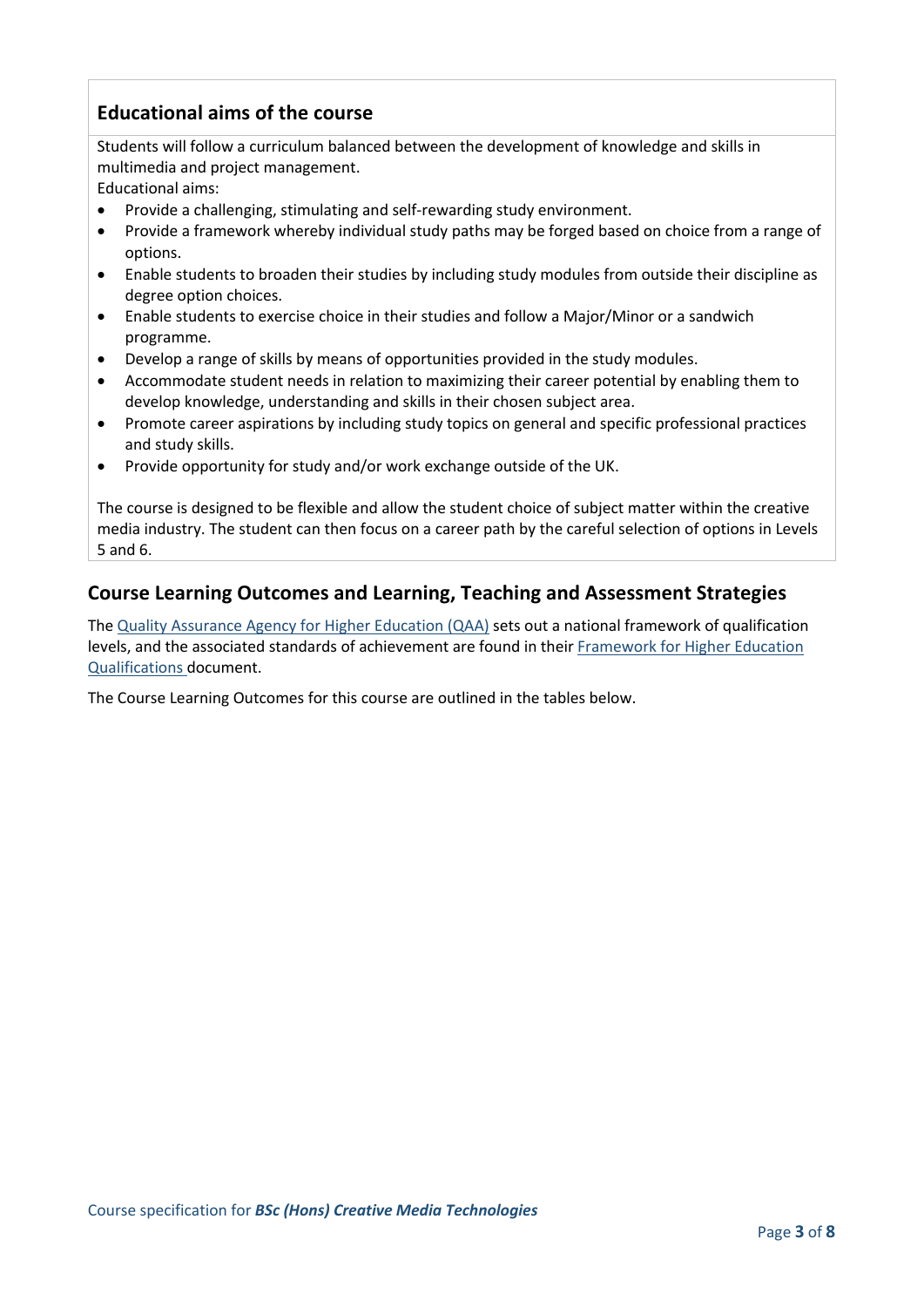## Educational aims of the course

Students will follow a curriculum balanced between the development of knowledge and skills in multimedia and project management.

Educational aims:

- Provide a challenging, stimulating and self-rewarding study environment.
- Provide a framework whereby individual study paths may be forged based on choice from a range of options.
- Enable students to broaden their studies by including study modules from outside their discipline as degree option choices.
- Enable students to exercise choice in their studies and follow a Major/Minor or a sandwich programme.
- Develop a range of skills by means of opportunities provided in the study modules.
- Accommodate student needs in relation to maximizing their career potential by enabling them to develop knowledge, understanding and skills in their chosen subject area.
- Promote career aspirations by including study topics on general and specific professional practices and study skills.
- Provide opportunity for study and/or work exchange outside of the UK.

The course is designed to be flexible and allow the student choice of subject matter within the creative media industry. The student can then focus on a career path by the careful selection of options in Levels 5 and 6.

## Course Learning Outcomes and Learning, Teaching and Assessment Strategies

The Quality Assurance Agency for Higher Education (QAA) sets out a national framework of qualification levels, and the associated standards of achievement are found in their Framework for Higher Education Qualifications document.

The Course Learning Outcomes for this course are outlined in the tables below.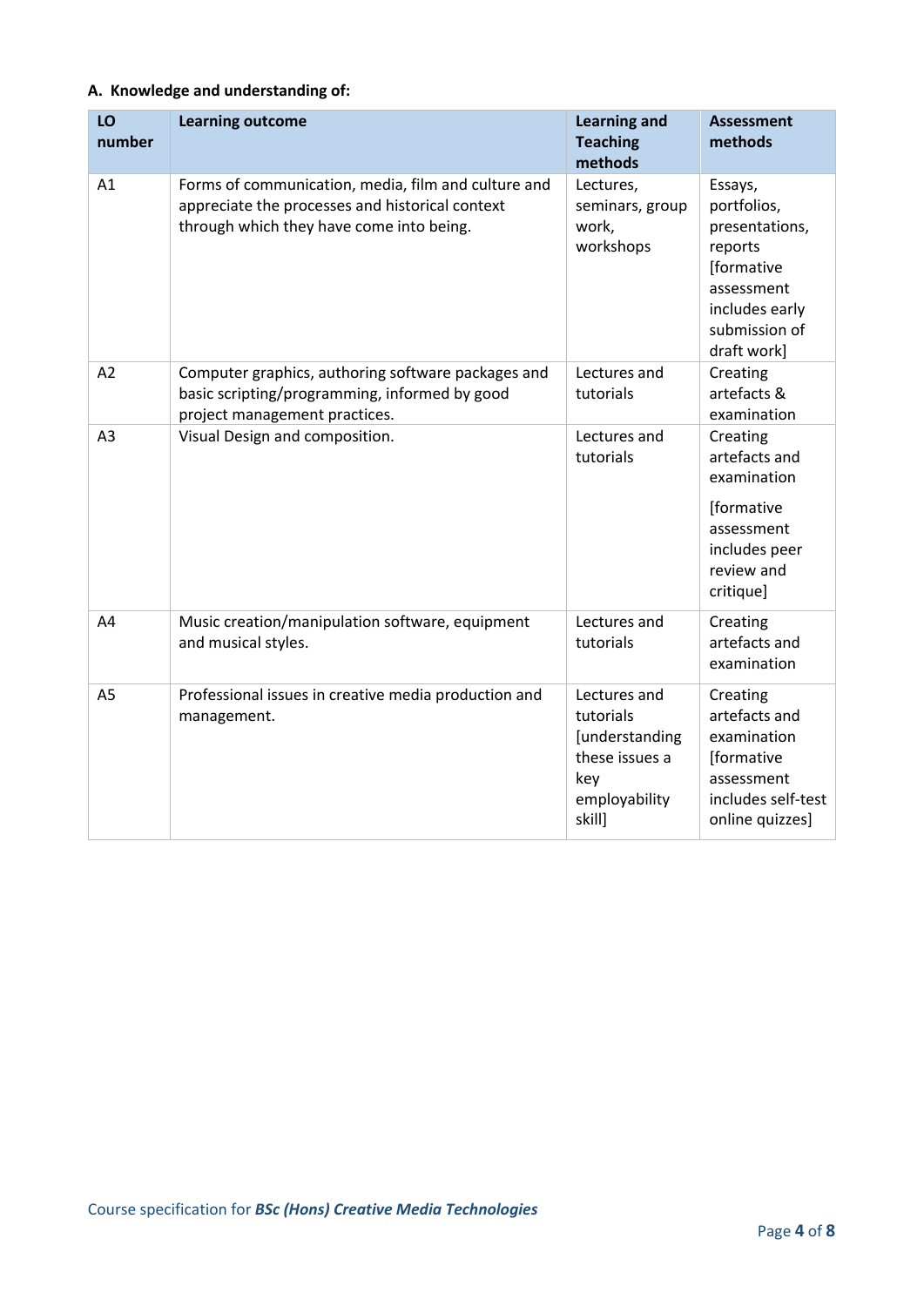### A. Knowledge and understanding of:

| LO number | Learning outcome | Learning and Teaching methods | Assessment methods |
|---|---|---|---|
| A1 | Forms of communication, media, film and culture and appreciate the processes and historical context through which they have come into being. | Lectures, seminars, group work, workshops | Essays, portfolios, presentations, reports [formative assessment includes early submission of draft work] |
| A2 | Computer graphics, authoring software packages and basic scripting/programming, informed by good project management practices. | Lectures and tutorials | Creating artefacts & examination |
| A3 | Visual Design and composition. | Lectures and tutorials | Creating artefacts and examination [formative assessment includes peer review and critique] |
| A4 | Music creation/manipulation software, equipment and musical styles. | Lectures and tutorials | Creating artefacts and examination |
| A5 | Professional issues in creative media production and management. | Lectures and tutorials [understanding these issues a key employability skill] | Creating artefacts and examination [formative assessment includes self-test online quizzes] |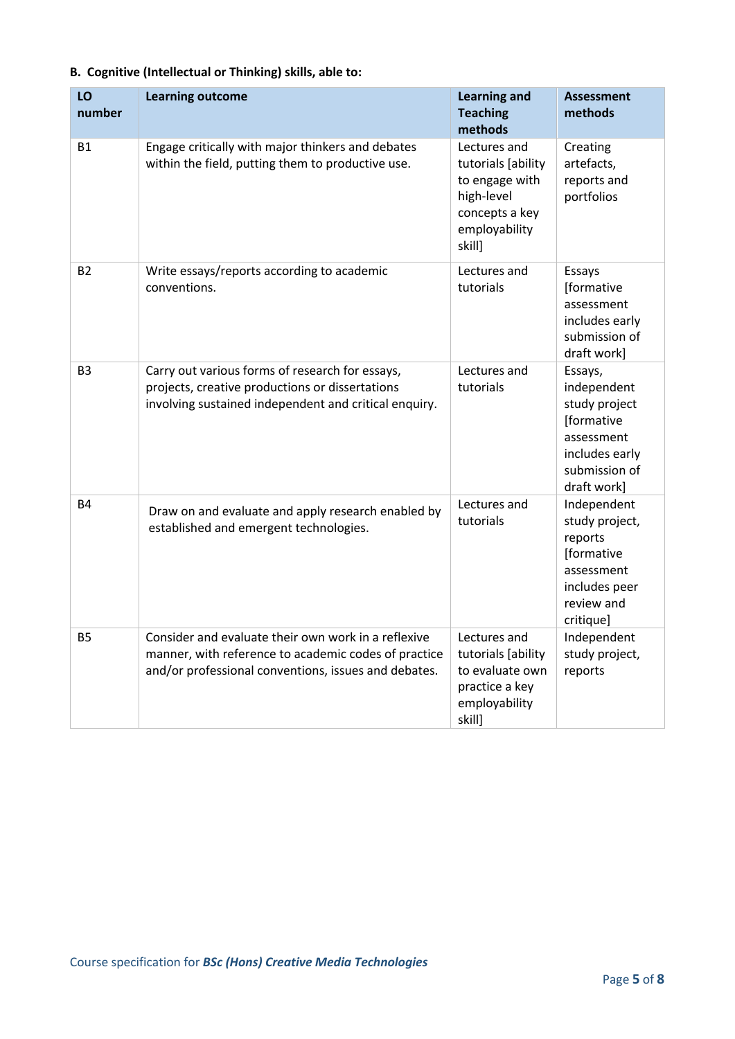**B. Cognitive (Intellectual or Thinking) skills, able to:**

| LO number | Learning outcome | Learning and Teaching methods | Assessment methods |
|---|---|---|---|
| B1 | Engage critically with major thinkers and debates within the field, putting them to productive use. | Lectures and tutorials [ability to engage with high-level concepts a key employability skill] | Creating artefacts, reports and portfolios |
| B2 | Write essays/reports according to academic conventions. | Lectures and tutorials | Essays [formative assessment includes early submission of draft work] |
| B3 | Carry out various forms of research for essays, projects, creative productions or dissertations involving sustained independent and critical enquiry. | Lectures and tutorials | Essays, independent study project [formative assessment includes early submission of draft work] |
| B4 | Draw on and evaluate and apply research enabled by established and emergent technologies. | Lectures and tutorials | Independent study project, reports [formative assessment includes peer review and critique] |
| B5 | Consider and evaluate their own work in a reflexive manner, with reference to academic codes of practice and/or professional conventions, issues and debates. | Lectures and tutorials [ability to evaluate own practice a key employability skill] | Independent study project, reports |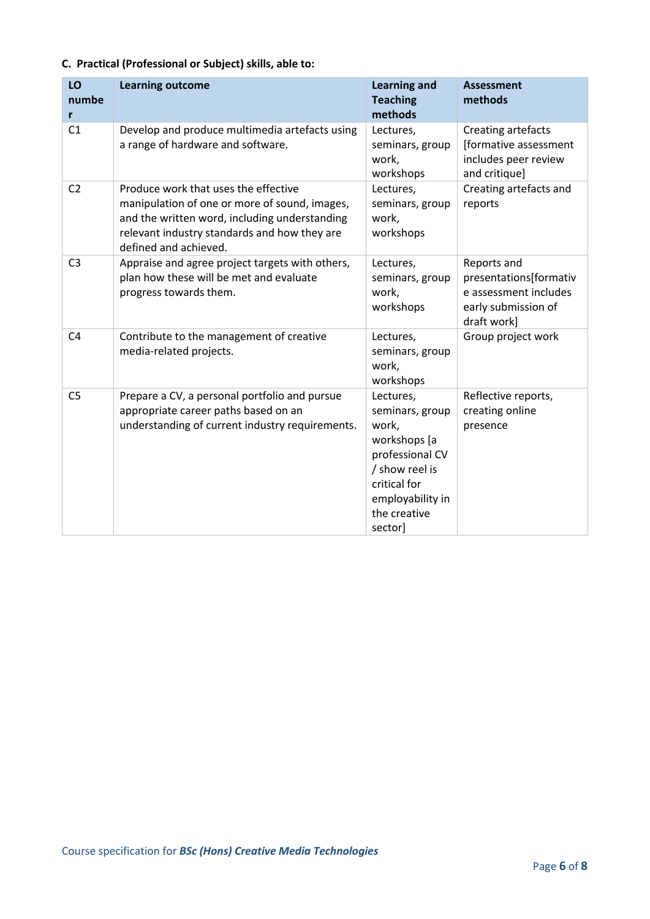**C. Practical (Professional or Subject) skills, able to:**

| LO number | Learning outcome | Learning and Teaching methods | Assessment methods |
|---|---|---|---|
| C1 | Develop and produce multimedia artefacts using a range of hardware and software. | Lectures, seminars, group work, workshops | Creating artefacts [formative assessment includes peer review and critique] |
| C2 | Produce work that uses the effective manipulation of one or more of sound, images, and the written word, including understanding relevant industry standards and how they are defined and achieved. | Lectures, seminars, group work, workshops | Creating artefacts and reports |
| C3 | Appraise and agree project targets with others, plan how these will be met and evaluate progress towards them. | Lectures, seminars, group work, workshops | Reports and presentations[formative assessment includes early submission of draft work] |
| C4 | Contribute to the management of creative media-related projects. | Lectures, seminars, group work, workshops | Group project work |
| C5 | Prepare a CV, a personal portfolio and pursue appropriate career paths based on an understanding of current industry requirements. | Lectures, seminars, group work, workshops [a professional CV / show reel is critical for employability in the creative sector] | Reflective reports, creating online presence |

Course specification for ***BSc (Hons) Creative Media Technologies***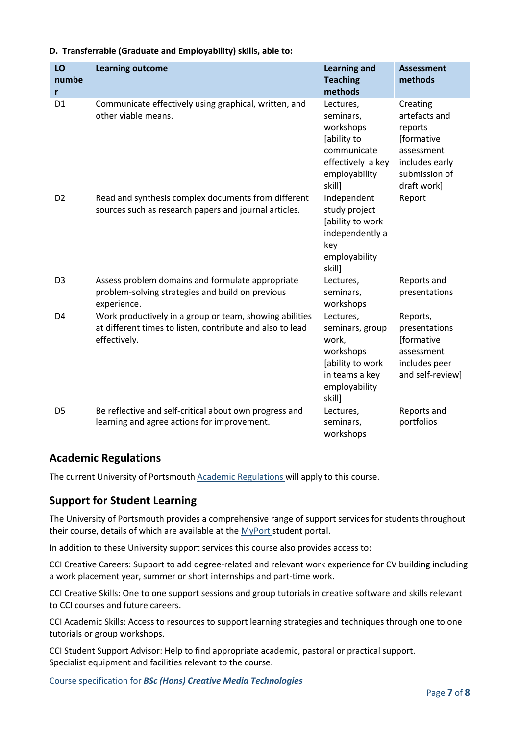**D. Transferrable (Graduate and Employability) skills, able to:**

| LO number | Learning outcome | Learning and Teaching methods | Assessment methods |
|---|---|---|---|
| D1 | Communicate effectively using graphical, written, and other viable means. | Lectures, seminars, workshops [ability to communicate effectively a key employability skill] | Creating artefacts and reports [formative assessment includes early submission of draft work] |
| D2 | Read and synthesis complex documents from different sources such as research papers and journal articles. | Independent study project [ability to work independently a key employability skill] | Report |
| D3 | Assess problem domains and formulate appropriate problem-solving strategies and build on previous experience. | Lectures, seminars, workshops | Reports and presentations |
| D4 | Work productively in a group or team, showing abilities at different times to listen, contribute and also to lead effectively. | Lectures, seminars, group work, workshops [ability to work in teams a key employability skill] | Reports, presentations [formative assessment includes peer and self-review] |
| D5 | Be reflective and self-critical about own progress and learning and agree actions for improvement. | Lectures, seminars, workshops | Reports and portfolios |

## Academic Regulations

The current University of Portsmouth Academic Regulations will apply to this course.

## Support for Student Learning

The University of Portsmouth provides a comprehensive range of support services for students throughout their course, details of which are available at the MyPort student portal.

In addition to these University support services this course also provides access to:

CCI Creative Careers: Support to add degree-related and relevant work experience for CV building including a work placement year, summer or short internships and part-time work.

CCI Creative Skills: One to one support sessions and group tutorials in creative software and skills relevant to CCI courses and future careers.

CCI Academic Skills: Access to resources to support learning strategies and techniques through one to one tutorials or group workshops.

CCI Student Support Advisor: Help to find appropriate academic, pastoral or practical support. Specialist equipment and facilities relevant to the course.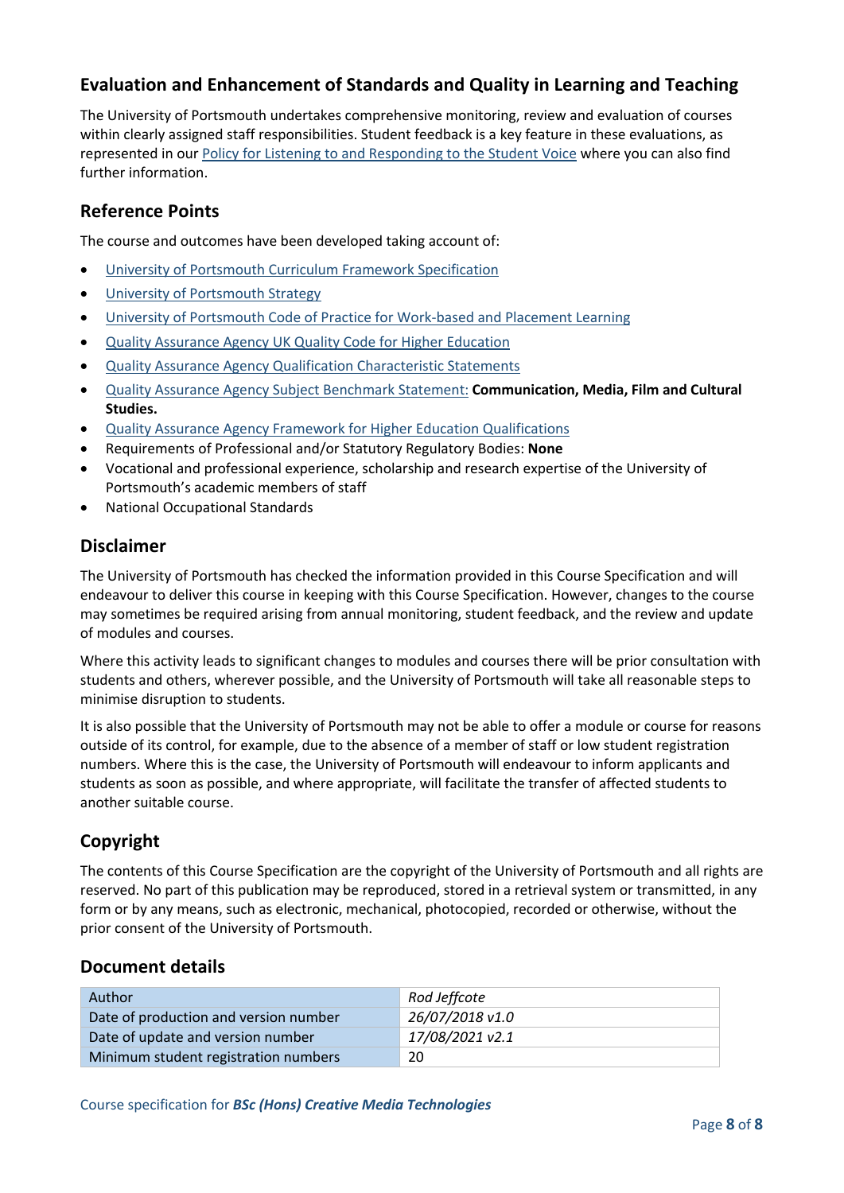## Evaluation and Enhancement of Standards and Quality in Learning and Teaching

The University of Portsmouth undertakes comprehensive monitoring, review and evaluation of courses within clearly assigned staff responsibilities. Student feedback is a key feature in these evaluations, as represented in our Policy for Listening to and Responding to the Student Voice where you can also find further information.

## Reference Points

The course and outcomes have been developed taking account of:

- University of Portsmouth Curriculum Framework Specification
- University of Portsmouth Strategy
- University of Portsmouth Code of Practice for Work-based and Placement Learning
- Quality Assurance Agency UK Quality Code for Higher Education
- Quality Assurance Agency Qualification Characteristic Statements
- Quality Assurance Agency Subject Benchmark Statement: **Communication, Media, Film and Cultural Studies.**
- Quality Assurance Agency Framework for Higher Education Qualifications
- Requirements of Professional and/or Statutory Regulatory Bodies: **None**
- Vocational and professional experience, scholarship and research expertise of the University of Portsmouth's academic members of staff
- National Occupational Standards

## Disclaimer

The University of Portsmouth has checked the information provided in this Course Specification and will endeavour to deliver this course in keeping with this Course Specification. However, changes to the course may sometimes be required arising from annual monitoring, student feedback, and the review and update of modules and courses.

Where this activity leads to significant changes to modules and courses there will be prior consultation with students and others, wherever possible, and the University of Portsmouth will take all reasonable steps to minimise disruption to students.

It is also possible that the University of Portsmouth may not be able to offer a module or course for reasons outside of its control, for example, due to the absence of a member of staff or low student registration numbers. Where this is the case, the University of Portsmouth will endeavour to inform applicants and students as soon as possible, and where appropriate, will facilitate the transfer of affected students to another suitable course.

## Copyright

The contents of this Course Specification are the copyright of the University of Portsmouth and all rights are reserved. No part of this publication may be reproduced, stored in a retrieval system or transmitted, in any form or by any means, such as electronic, mechanical, photocopied, recorded or otherwise, without the prior consent of the University of Portsmouth.

## Document details

| | |
|---|---|
| Author | *Rod Jeffcote* |
| Date of production and version number | *26/07/2018 v1.0* |
| Date of update and version number | *17/08/2021 v2.1* |
| Minimum student registration numbers | 20 |